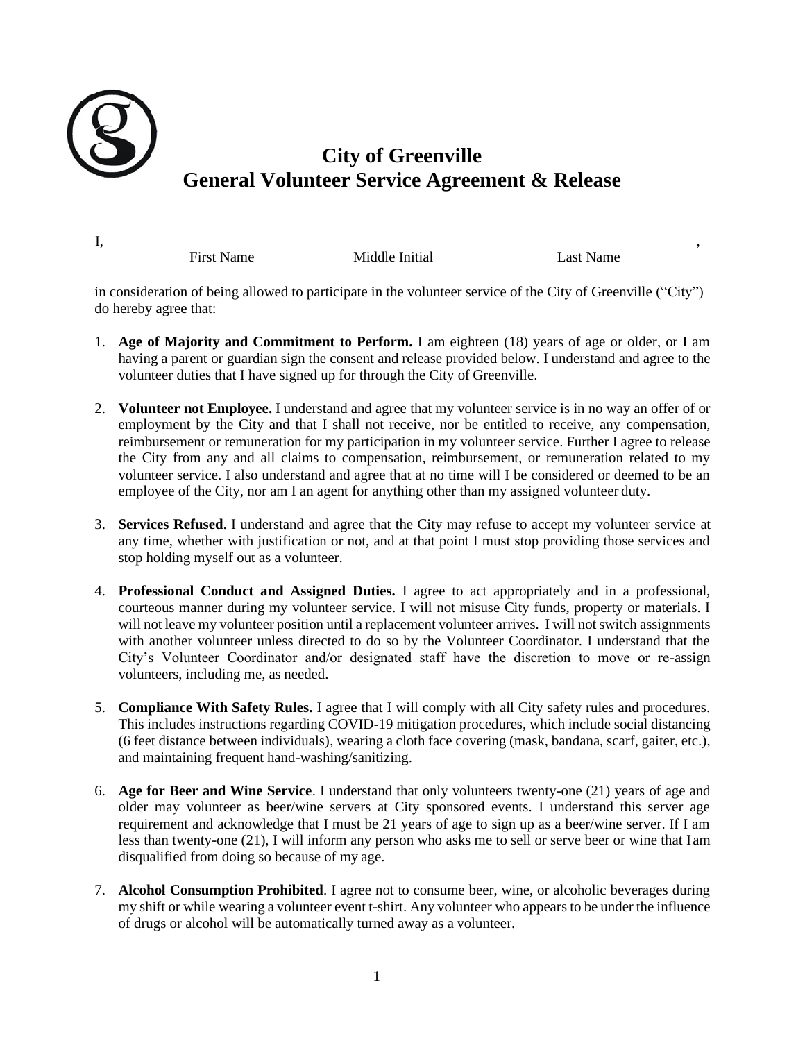# City of Greenville
# General Volunteer Service Agreement & Release

I, ____________________ ____________ ____________________,
First Name Middle Initial Last Name

in consideration of being allowed to participate in the volunteer service of the City of Greenville ("City") do hereby agree that:

1. **Age of Majority and Commitment to Perform.** I am eighteen (18) years of age or older, or I am having a parent or guardian sign the consent and release provided below. I understand and agree to the volunteer duties that I have signed up for through the City of Greenville.

2. **Volunteer not Employee.** I understand and agree that my volunteer service is in no way an offer of or employment by the City and that I shall not receive, nor be entitled to receive, any compensation, reimbursement or remuneration for my participation in my volunteer service. Further I agree to release the City from any and all claims to compensation, reimbursement, or remuneration related to my volunteer service. I also understand and agree that at no time will I be considered or deemed to be an employee of the City, nor am I an agent for anything other than my assigned volunteer duty.

3. **Services Refused**. I understand and agree that the City may refuse to accept my volunteer service at any time, whether with justification or not, and at that point I must stop providing those services and stop holding myself out as a volunteer.

4. **Professional Conduct and Assigned Duties.** I agree to act appropriately and in a professional, courteous manner during my volunteer service. I will not misuse City funds, property or materials. I will not leave my volunteer position until a replacement volunteer arrives. I will not switch assignments with another volunteer unless directed to do so by the Volunteer Coordinator. I understand that the City's Volunteer Coordinator and/or designated staff have the discretion to move or re-assign volunteers, including me, as needed.

5. **Compliance With Safety Rules.** I agree that I will comply with all City safety rules and procedures. This includes instructions regarding COVID-19 mitigation procedures, which include social distancing (6 feet distance between individuals), wearing a cloth face covering (mask, bandana, scarf, gaiter, etc.), and maintaining frequent hand-washing/sanitizing.

6. **Age for Beer and Wine Service**. I understand that only volunteers twenty-one (21) years of age and older may volunteer as beer/wine servers at City sponsored events. I understand this server age requirement and acknowledge that I must be 21 years of age to sign up as a beer/wine server. If I am less than twenty-one (21), I will inform any person who asks me to sell or serve beer or wine that I am disqualified from doing so because of my age.

7. **Alcohol Consumption Prohibited**. I agree not to consume beer, wine, or alcoholic beverages during my shift or while wearing a volunteer event t-shirt. Any volunteer who appears to be under the influence of drugs or alcohol will be automatically turned away as a volunteer.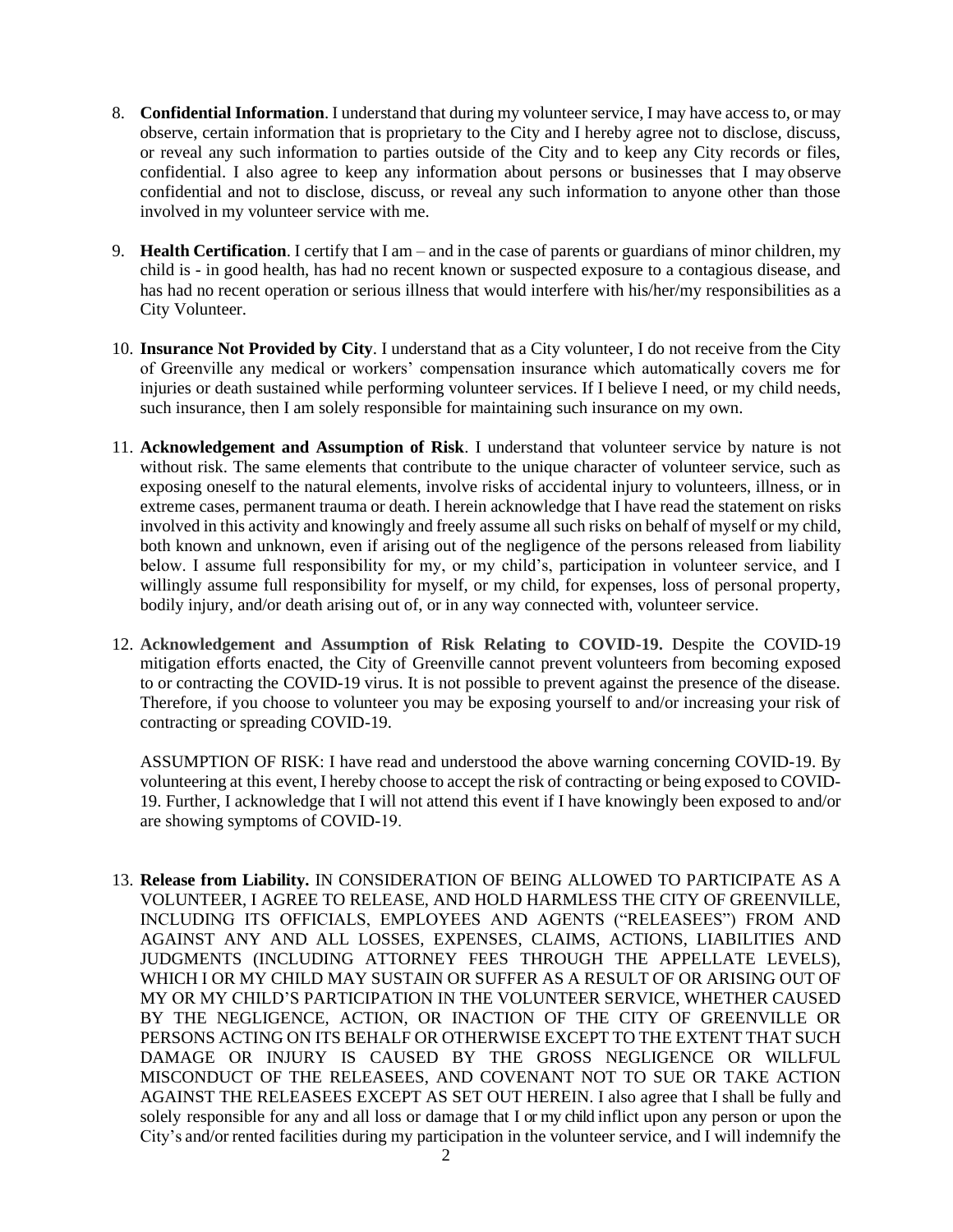8. **Confidential Information**. I understand that during my volunteer service, I may have access to, or may observe, certain information that is proprietary to the City and I hereby agree not to disclose, discuss, or reveal any such information to parties outside of the City and to keep any City records or files, confidential. I also agree to keep any information about persons or businesses that I may observe confidential and not to disclose, discuss, or reveal any such information to anyone other than those involved in my volunteer service with me.

9. **Health Certification**. I certify that I am – and in the case of parents or guardians of minor children, my child is - in good health, has had no recent known or suspected exposure to a contagious disease, and has had no recent operation or serious illness that would interfere with his/her/my responsibilities as a City Volunteer.

10. **Insurance Not Provided by City**. I understand that as a City volunteer, I do not receive from the City of Greenville any medical or workers' compensation insurance which automatically covers me for injuries or death sustained while performing volunteer services. If I believe I need, or my child needs, such insurance, then I am solely responsible for maintaining such insurance on my own.

11. **Acknowledgement and Assumption of Risk**. I understand that volunteer service by nature is not without risk. The same elements that contribute to the unique character of volunteer service, such as exposing oneself to the natural elements, involve risks of accidental injury to volunteers, illness, or in extreme cases, permanent trauma or death. I herein acknowledge that I have read the statement on risks involved in this activity and knowingly and freely assume all such risks on behalf of myself or my child, both known and unknown, even if arising out of the negligence of the persons released from liability below. I assume full responsibility for my, or my child's, participation in volunteer service, and I willingly assume full responsibility for myself, or my child, for expenses, loss of personal property, bodily injury, and/or death arising out of, or in any way connected with, volunteer service.

12. **Acknowledgement and Assumption of Risk Relating to COVID-19.** Despite the COVID-19 mitigation efforts enacted, the City of Greenville cannot prevent volunteers from becoming exposed to or contracting the COVID-19 virus. It is not possible to prevent against the presence of the disease. Therefore, if you choose to volunteer you may be exposing yourself to and/or increasing your risk of contracting or spreading COVID-19.

    ASSUMPTION OF RISK: I have read and understood the above warning concerning COVID-19. By volunteering at this event, I hereby choose to accept the risk of contracting or being exposed to COVID-19. Further, I acknowledge that I will not attend this event if I have knowingly been exposed to and/or are showing symptoms of COVID-19.

13. **Release from Liability.** IN CONSIDERATION OF BEING ALLOWED TO PARTICIPATE AS A VOLUNTEER, I AGREE TO RELEASE, AND HOLD HARMLESS THE CITY OF GREENVILLE, INCLUDING ITS OFFICIALS, EMPLOYEES AND AGENTS ("RELEASEES") FROM AND AGAINST ANY AND ALL LOSSES, EXPENSES, CLAIMS, ACTIONS, LIABILITIES AND JUDGMENTS (INCLUDING ATTORNEY FEES THROUGH THE APPELLATE LEVELS), WHICH I OR MY CHILD MAY SUSTAIN OR SUFFER AS A RESULT OF OR ARISING OUT OF MY OR MY CHILD'S PARTICIPATION IN THE VOLUNTEER SERVICE, WHETHER CAUSED BY THE NEGLIGENCE, ACTION, OR INACTION OF THE CITY OF GREENVILLE OR PERSONS ACTING ON ITS BEHALF OR OTHERWISE EXCEPT TO THE EXTENT THAT SUCH DAMAGE OR INJURY IS CAUSED BY THE GROSS NEGLIGENCE OR WILLFUL MISCONDUCT OF THE RELEASEES, AND COVENANT NOT TO SUE OR TAKE ACTION AGAINST THE RELEASEES EXCEPT AS SET OUT HEREIN. I also agree that I shall be fully and solely responsible for any and all loss or damage that I or my child inflict upon any person or upon the City's and/or rented facilities during my participation in the volunteer service, and I will indemnify the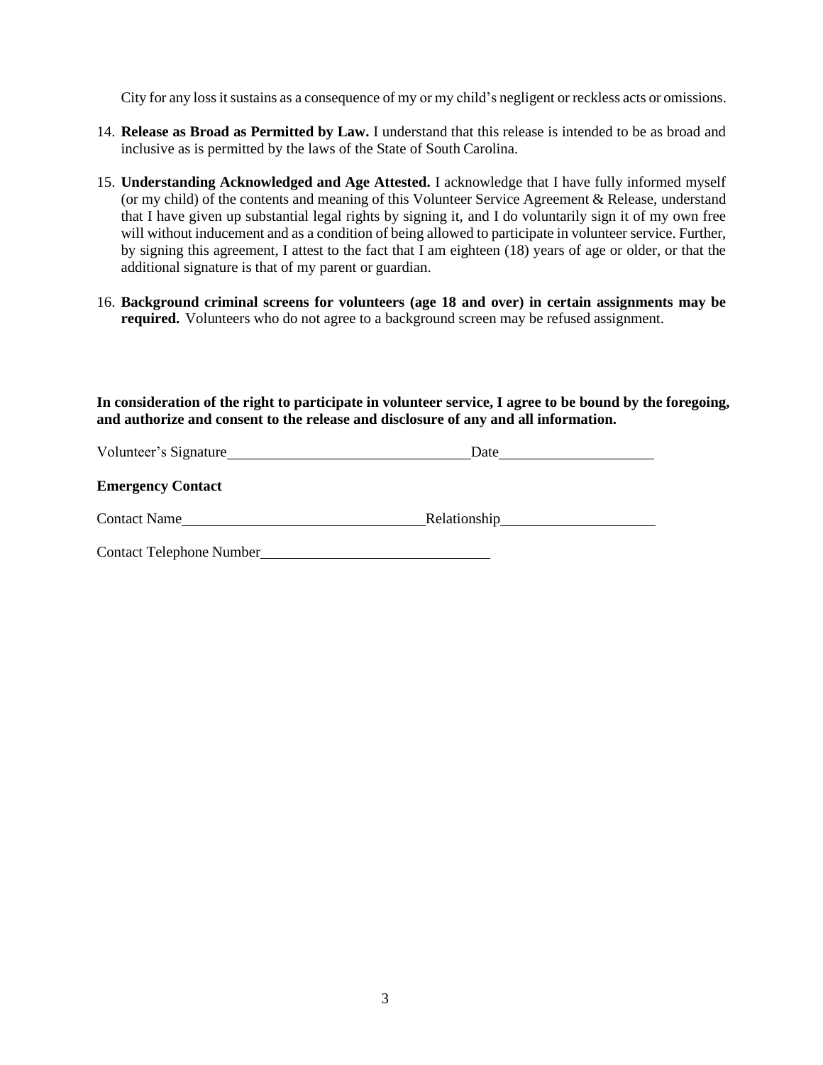City for any loss it sustains as a consequence of my or my child's negligent or reckless acts or omissions.

14. **Release as Broad as Permitted by Law.** I understand that this release is intended to be as broad and inclusive as is permitted by the laws of the State of South Carolina.

15. **Understanding Acknowledged and Age Attested.** I acknowledge that I have fully informed myself (or my child) of the contents and meaning of this Volunteer Service Agreement & Release, understand that I have given up substantial legal rights by signing it, and I do voluntarily sign it of my own free will without inducement and as a condition of being allowed to participate in volunteer service. Further, by signing this agreement, I attest to the fact that I am eighteen (18) years of age or older, or that the additional signature is that of my parent or guardian.

16. **Background criminal screens for volunteers (age 18 and over) in certain assignments may be required.** Volunteers who do not agree to a background screen may be refused assignment.

**In consideration of the right to participate in volunteer service, I agree to be bound by the foregoing, and authorize and consent to the release and disclosure of any and all information.**

Volunteer's Signature\_\_\_\_\_\_\_\_\_\_\_\_\_\_\_\_\_\_\_\_\_\_\_\_\_\_\_\_\_\_\_\_Date\_\_\_\_\_\_\_\_\_\_\_\_\_\_\_\_\_\_\_\_

**Emergency Contact**

Contact Name\_\_\_\_\_\_\_\_\_\_\_\_\_\_\_\_\_\_\_\_\_\_\_\_\_\_\_\_\_\_\_\_Relationship\_\_\_\_\_\_\_\_\_\_\_\_\_\_\_\_\_\_\_\_

Contact Telephone Number\_\_\_\_\_\_\_\_\_\_\_\_\_\_\_\_\_\_\_\_\_\_\_\_\_\_\_\_\_\_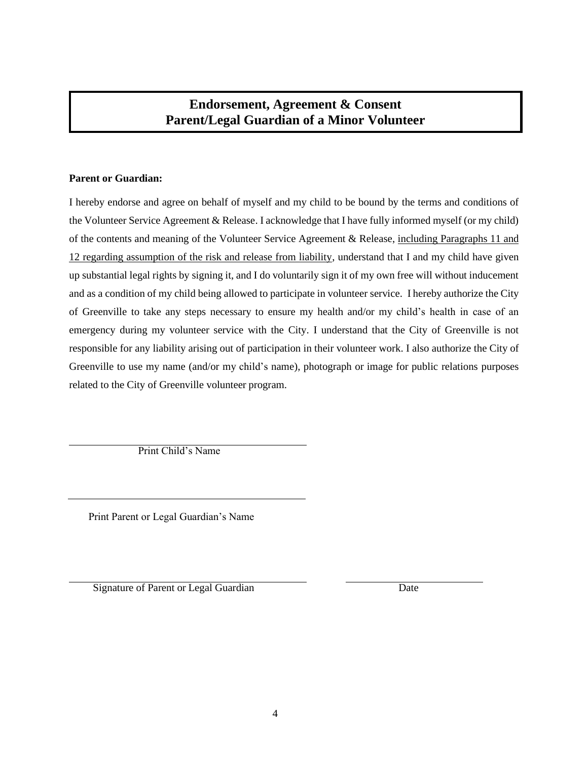## Endorsement, Agreement & Consent
## Parent/Legal Guardian of a Minor Volunteer

**Parent or Guardian:**

I hereby endorse and agree on behalf of myself and my child to be bound by the terms and conditions of the Volunteer Service Agreement & Release. I acknowledge that I have fully informed myself (or my child) of the contents and meaning of the Volunteer Service Agreement & Release, <u>including Paragraphs 11 and 12 regarding assumption of the risk and release from liability</u>, understand that I and my child have given up substantial legal rights by signing it, and I do voluntarily sign it of my own free will without inducement and as a condition of my child being allowed to participate in volunteer service. I hereby authorize the City of Greenville to take any steps necessary to ensure my health and/or my child's health in case of an emergency during my volunteer service with the City. I understand that the City of Greenville is not responsible for any liability arising out of participation in their volunteer work. I also authorize the City of Greenville to use my name (and/or my child's name), photograph or image for public relations purposes related to the City of Greenville volunteer program.

\_\_\_\_\_\_\_\_\_\_\_\_\_\_\_\_\_\_\_\_\_\_\_\_\_\_\_\_\_\_\_\_\_\_\_\_\_\_\_\_\_\_\_\_
Print Child's Name

\_\_\_\_\_\_\_\_\_\_\_\_\_\_\_\_\_\_\_\_\_\_\_\_\_\_\_\_\_\_\_\_\_\_\_\_\_\_\_\_\_\_\_\_
Print Parent or Legal Guardian's Name

\_\_\_\_\_\_\_\_\_\_\_\_\_\_\_\_\_\_\_\_\_\_\_\_\_\_\_\_\_\_\_\_\_\_\_\_\_\_\_\_\_\_\_\_ \_\_\_\_\_\_\_\_\_\_\_\_\_\_\_\_\_\_\_\_\_\_\_\_\_\_
Signature of Parent or Legal Guardian Date